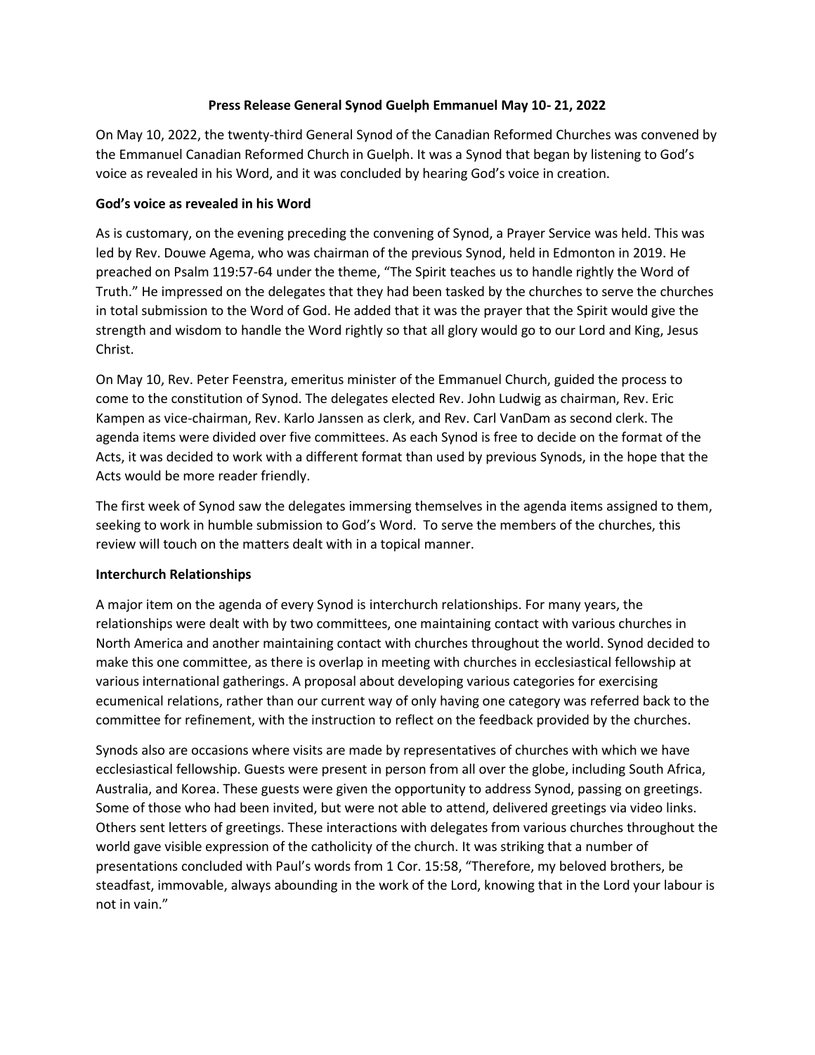# Press Release General Synod Guelph Emmanuel May 10- 21, 2022

On May 10, 2022, the twenty-third General Synod of the Canadian Reformed Churches was convened by the Emmanuel Canadian Reformed Church in Guelph. It was a Synod that began by listening to God's voice as revealed in his Word, and it was concluded by hearing God's voice in creation.

## God's voice as revealed in his Word

As is customary, on the evening preceding the convening of Synod, a Prayer Service was held. This was led by Rev. Douwe Agema, who was chairman of the previous Synod, held in Edmonton in 2019. He preached on Psalm 119:57-64 under the theme, "The Spirit teaches us to handle rightly the Word of Truth." He impressed on the delegates that they had been tasked by the churches to serve the churches in total submission to the Word of God. He added that it was the prayer that the Spirit would give the strength and wisdom to handle the Word rightly so that all glory would go to our Lord and King, Jesus Christ.

On May 10, Rev. Peter Feenstra, emeritus minister of the Emmanuel Church, guided the process to come to the constitution of Synod. The delegates elected Rev. John Ludwig as chairman, Rev. Eric Kampen as vice-chairman, Rev. Karlo Janssen as clerk, and Rev. Carl VanDam as second clerk. The agenda items were divided over five committees. As each Synod is free to decide on the format of the Acts, it was decided to work with a different format than used by previous Synods, in the hope that the Acts would be more reader friendly.

The first week of Synod saw the delegates immersing themselves in the agenda items assigned to them, seeking to work in humble submission to God's Word. To serve the members of the churches, this review will touch on the matters dealt with in a topical manner.

## Interchurch Relationships

A major item on the agenda of every Synod is interchurch relationships. For many years, the relationships were dealt with by two committees, one maintaining contact with various churches in North America and another maintaining contact with churches throughout the world. Synod decided to make this one committee, as there is overlap in meeting with churches in ecclesiastical fellowship at various international gatherings. A proposal about developing various categories for exercising ecumenical relations, rather than our current way of only having one category was referred back to the committee for refinement, with the instruction to reflect on the feedback provided by the churches.

Synods also are occasions where visits are made by representatives of churches with which we have ecclesiastical fellowship. Guests were present in person from all over the globe, including South Africa, Australia, and Korea. These guests were given the opportunity to address Synod, passing on greetings. Some of those who had been invited, but were not able to attend, delivered greetings via video links. Others sent letters of greetings. These interactions with delegates from various churches throughout the world gave visible expression of the catholicity of the church. It was striking that a number of presentations concluded with Paul's words from 1 Cor. 15:58, "Therefore, my beloved brothers, be steadfast, immovable, always abounding in the work of the Lord, knowing that in the Lord your labour is not in vain."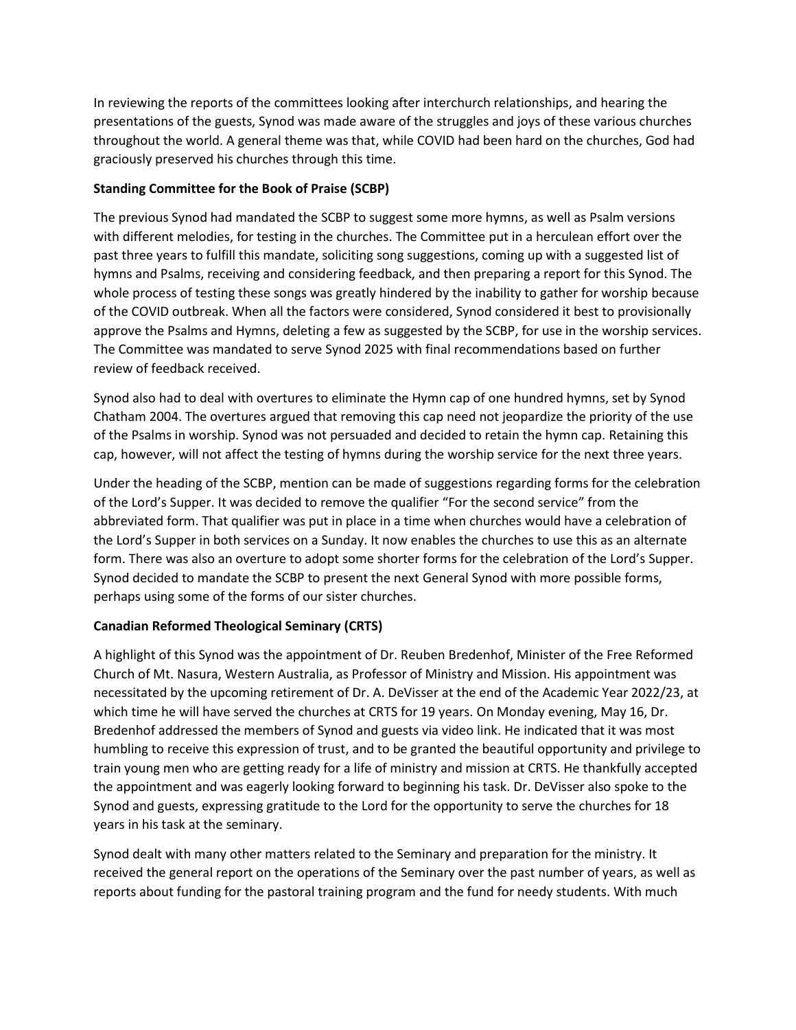In reviewing the reports of the committees looking after interchurch relationships, and hearing the presentations of the guests, Synod was made aware of the struggles and joys of these various churches throughout the world. A general theme was that, while COVID had been hard on the churches, God had graciously preserved his churches through this time.

**Standing Committee for the Book of Praise (SCBP)**

The previous Synod had mandated the SCBP to suggest some more hymns, as well as Psalm versions with different melodies, for testing in the churches. The Committee put in a herculean effort over the past three years to fulfill this mandate, soliciting song suggestions, coming up with a suggested list of hymns and Psalms, receiving and considering feedback, and then preparing a report for this Synod. The whole process of testing these songs was greatly hindered by the inability to gather for worship because of the COVID outbreak. When all the factors were considered, Synod considered it best to provisionally approve the Psalms and Hymns, deleting a few as suggested by the SCBP, for use in the worship services. The Committee was mandated to serve Synod 2025 with final recommendations based on further review of feedback received.

Synod also had to deal with overtures to eliminate the Hymn cap of one hundred hymns, set by Synod Chatham 2004. The overtures argued that removing this cap need not jeopardize the priority of the use of the Psalms in worship. Synod was not persuaded and decided to retain the hymn cap. Retaining this cap, however, will not affect the testing of hymns during the worship service for the next three years.

Under the heading of the SCBP, mention can be made of suggestions regarding forms for the celebration of the Lord's Supper. It was decided to remove the qualifier "For the second service" from the abbreviated form. That qualifier was put in place in a time when churches would have a celebration of the Lord's Supper in both services on a Sunday. It now enables the churches to use this as an alternate form. There was also an overture to adopt some shorter forms for the celebration of the Lord's Supper. Synod decided to mandate the SCBP to present the next General Synod with more possible forms, perhaps using some of the forms of our sister churches.

**Canadian Reformed Theological Seminary (CRTS)**

A highlight of this Synod was the appointment of Dr. Reuben Bredenhof, Minister of the Free Reformed Church of Mt. Nasura, Western Australia, as Professor of Ministry and Mission. His appointment was necessitated by the upcoming retirement of Dr. A. DeVisser at the end of the Academic Year 2022/23, at which time he will have served the churches at CRTS for 19 years. On Monday evening, May 16, Dr. Bredenhof addressed the members of Synod and guests via video link. He indicated that it was most humbling to receive this expression of trust, and to be granted the beautiful opportunity and privilege to train young men who are getting ready for a life of ministry and mission at CRTS. He thankfully accepted the appointment and was eagerly looking forward to beginning his task. Dr. DeVisser also spoke to the Synod and guests, expressing gratitude to the Lord for the opportunity to serve the churches for 18 years in his task at the seminary.

Synod dealt with many other matters related to the Seminary and preparation for the ministry. It received the general report on the operations of the Seminary over the past number of years, as well as reports about funding for the pastoral training program and the fund for needy students. With much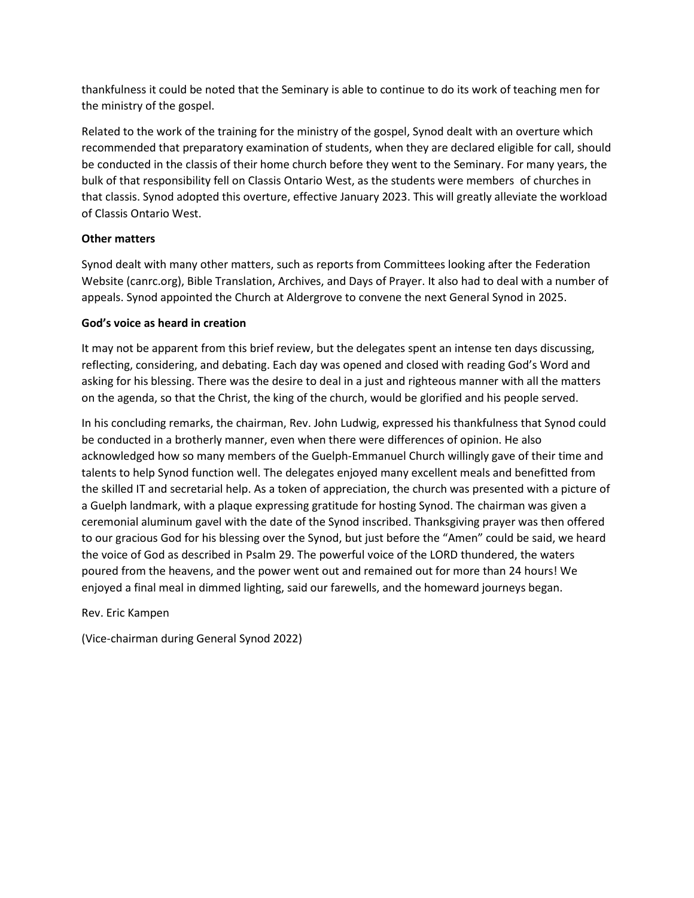thankfulness it could be noted that the Seminary is able to continue to do its work of teaching men for the ministry of the gospel.

Related to the work of the training for the ministry of the gospel, Synod dealt with an overture which recommended that preparatory examination of students, when they are declared eligible for call, should be conducted in the classis of their home church before they went to the Seminary. For many years, the bulk of that responsibility fell on Classis Ontario West, as the students were members of churches in that classis. Synod adopted this overture, effective January 2023. This will greatly alleviate the workload of Classis Ontario West.

**Other matters**

Synod dealt with many other matters, such as reports from Committees looking after the Federation Website (canrc.org), Bible Translation, Archives, and Days of Prayer. It also had to deal with a number of appeals. Synod appointed the Church at Aldergrove to convene the next General Synod in 2025.

**God's voice as heard in creation**

It may not be apparent from this brief review, but the delegates spent an intense ten days discussing, reflecting, considering, and debating. Each day was opened and closed with reading God's Word and asking for his blessing. There was the desire to deal in a just and righteous manner with all the matters on the agenda, so that the Christ, the king of the church, would be glorified and his people served.

In his concluding remarks, the chairman, Rev. John Ludwig, expressed his thankfulness that Synod could be conducted in a brotherly manner, even when there were differences of opinion. He also acknowledged how so many members of the Guelph-Emmanuel Church willingly gave of their time and talents to help Synod function well. The delegates enjoyed many excellent meals and benefitted from the skilled IT and secretarial help. As a token of appreciation, the church was presented with a picture of a Guelph landmark, with a plaque expressing gratitude for hosting Synod. The chairman was given a ceremonial aluminum gavel with the date of the Synod inscribed. Thanksgiving prayer was then offered to our gracious God for his blessing over the Synod, but just before the "Amen" could be said, we heard the voice of God as described in Psalm 29. The powerful voice of the LORD thundered, the waters poured from the heavens, and the power went out and remained out for more than 24 hours! We enjoyed a final meal in dimmed lighting, said our farewells, and the homeward journeys began.

Rev. Eric Kampen

(Vice-chairman during General Synod 2022)